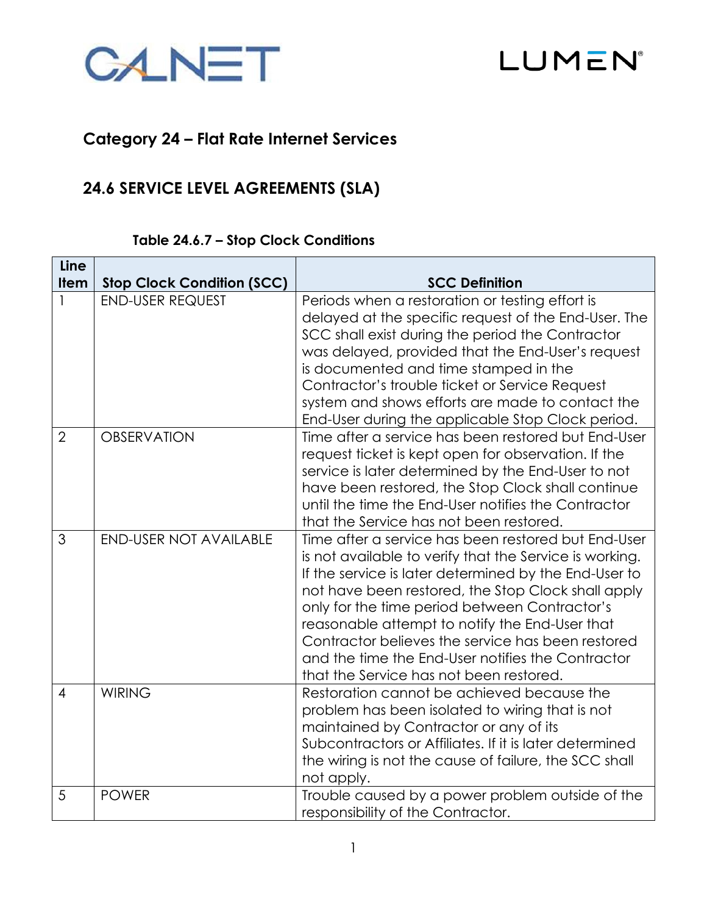## Category 24 – Flat Rate Internet Services

## 24.6 SERVICE LEVEL AGREEMENTS (SLA)

**Table 24.6.7 – Stop Clock Conditions**

| Line Item | Stop Clock Condition (SCC) | SCC Definition |
|---|---|---|
| 1 | END-USER REQUEST | Periods when a restoration or testing effort is delayed at the specific request of the End-User. The SCC shall exist during the period the Contractor was delayed, provided that the End-User's request is documented and time stamped in the Contractor's trouble ticket or Service Request system and shows efforts are made to contact the End-User during the applicable Stop Clock period. |
| 2 | OBSERVATION | Time after a service has been restored but End-User request ticket is kept open for observation. If the service is later determined by the End-User to not have been restored, the Stop Clock shall continue until the time the End-User notifies the Contractor that the Service has not been restored. |
| 3 | END-USER NOT AVAILABLE | Time after a service has been restored but End-User is not available to verify that the Service is working. If the service is later determined by the End-User to not have been restored, the Stop Clock shall apply only for the time period between Contractor's reasonable attempt to notify the End-User that Contractor believes the service has been restored and the time the End-User notifies the Contractor that the Service has not been restored. |
| 4 | WIRING | Restoration cannot be achieved because the problem has been isolated to wiring that is not maintained by Contractor or any of its Subcontractors or Affiliates. If it is later determined the wiring is not the cause of failure, the SCC shall not apply. |
| 5 | POWER | Trouble caused by a power problem outside of the responsibility of the Contractor. |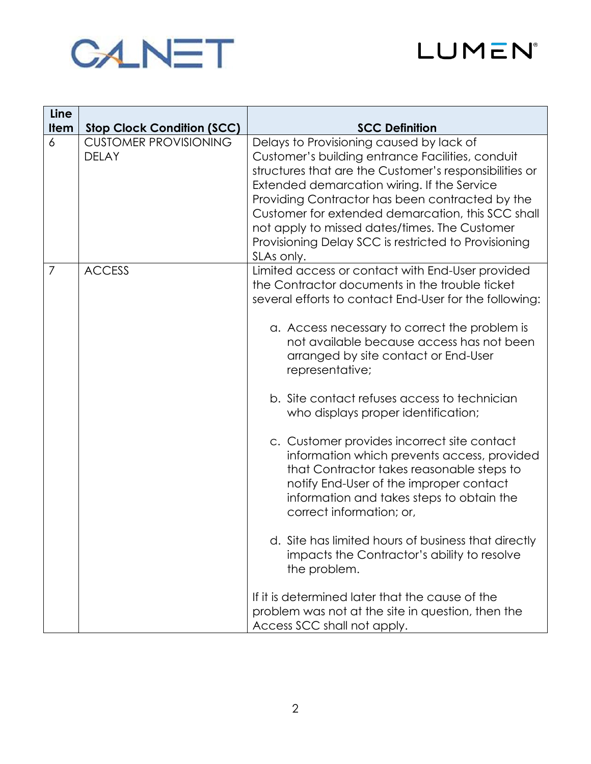| Line Item | Stop Clock Condition (SCC) | SCC Definition |
|---|---|---|
| 6 | CUSTOMER PROVISIONING DELAY | Delays to Provisioning caused by lack of Customer's building entrance Facilities, conduit structures that are the Customer's responsibilities or Extended demarcation wiring. If the Service Providing Contractor has been contracted by the Customer for extended demarcation, this SCC shall not apply to missed dates/times. The Customer Provisioning Delay SCC is restricted to Provisioning SLAs only. |
| 7 | ACCESS | Limited access or contact with End-User provided the Contractor documents in the trouble ticket several efforts to contact End-User for the following:<br><br>a. Access necessary to correct the problem is not available because access has not been arranged by site contact or End-User representative;<br><br>b. Site contact refuses access to technician who displays proper identification;<br><br>c. Customer provides incorrect site contact information which prevents access, provided that Contractor takes reasonable steps to notify End-User of the improper contact information and takes steps to obtain the correct information; or,<br><br>d. Site has limited hours of business that directly impacts the Contractor's ability to resolve the problem.<br><br>If it is determined later that the cause of the problem was not at the site in question, then the Access SCC shall not apply. |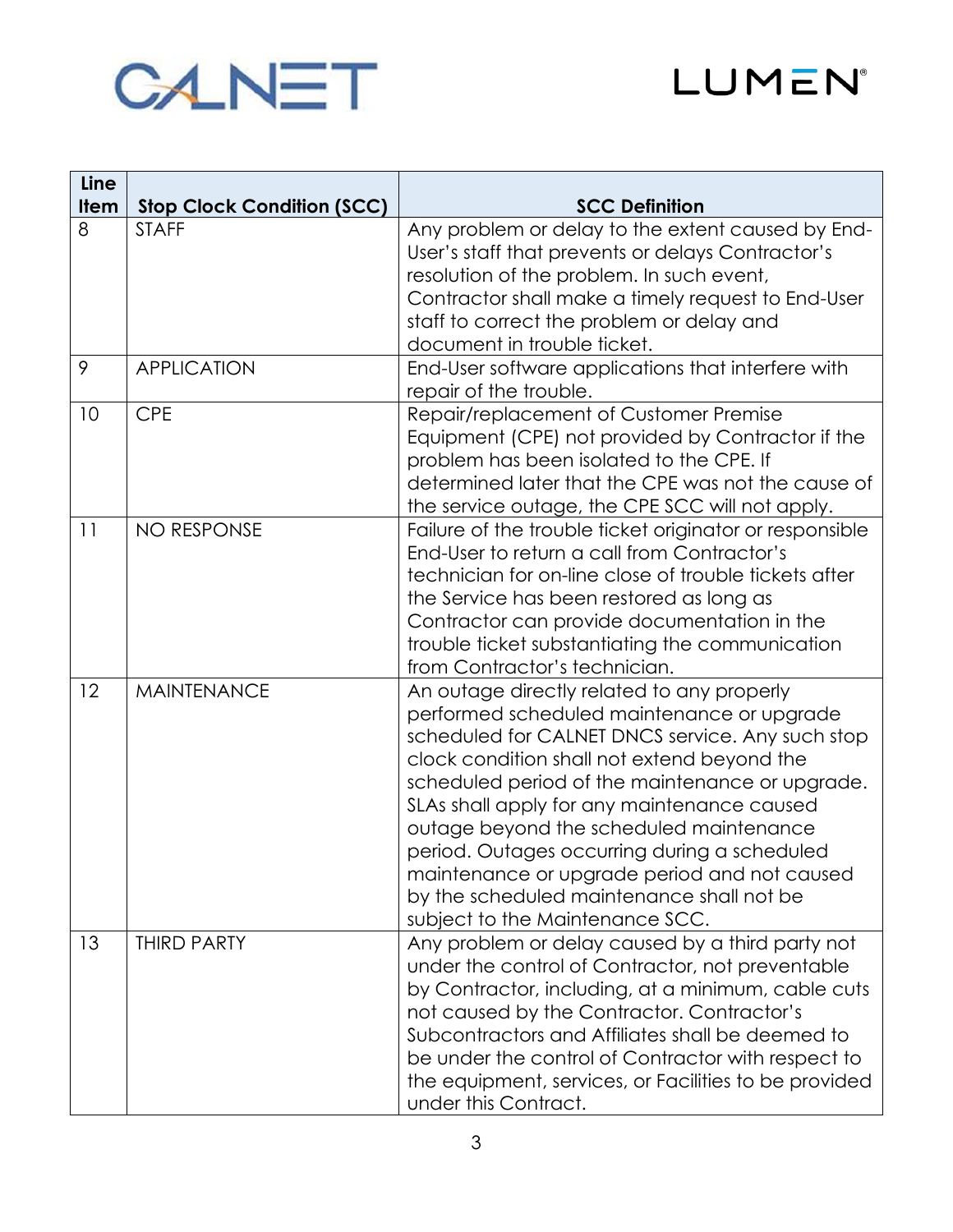| Line Item | Stop Clock Condition (SCC) | SCC Definition |
|---|---|---|
| 8 | STAFF | Any problem or delay to the extent caused by End-User's staff that prevents or delays Contractor's resolution of the problem. In such event, Contractor shall make a timely request to End-User staff to correct the problem or delay and document in trouble ticket. |
| 9 | APPLICATION | End-User software applications that interfere with repair of the trouble. |
| 10 | CPE | Repair/replacement of Customer Premise Equipment (CPE) not provided by Contractor if the problem has been isolated to the CPE. If determined later that the CPE was not the cause of the service outage, the CPE SCC will not apply. |
| 11 | NO RESPONSE | Failure of the trouble ticket originator or responsible End-User to return a call from Contractor's technician for on-line close of trouble tickets after the Service has been restored as long as Contractor can provide documentation in the trouble ticket substantiating the communication from Contractor's technician. |
| 12 | MAINTENANCE | An outage directly related to any properly performed scheduled maintenance or upgrade scheduled for CALNET DNCS service. Any such stop clock condition shall not extend beyond the scheduled period of the maintenance or upgrade. SLAs shall apply for any maintenance caused outage beyond the scheduled maintenance period. Outages occurring during a scheduled maintenance or upgrade period and not caused by the scheduled maintenance shall not be subject to the Maintenance SCC. |
| 13 | THIRD PARTY | Any problem or delay caused by a third party not under the control of Contractor, not preventable by Contractor, including, at a minimum, cable cuts not caused by the Contractor. Contractor's Subcontractors and Affiliates shall be deemed to be under the control of Contractor with respect to the equipment, services, or Facilities to be provided under this Contract. |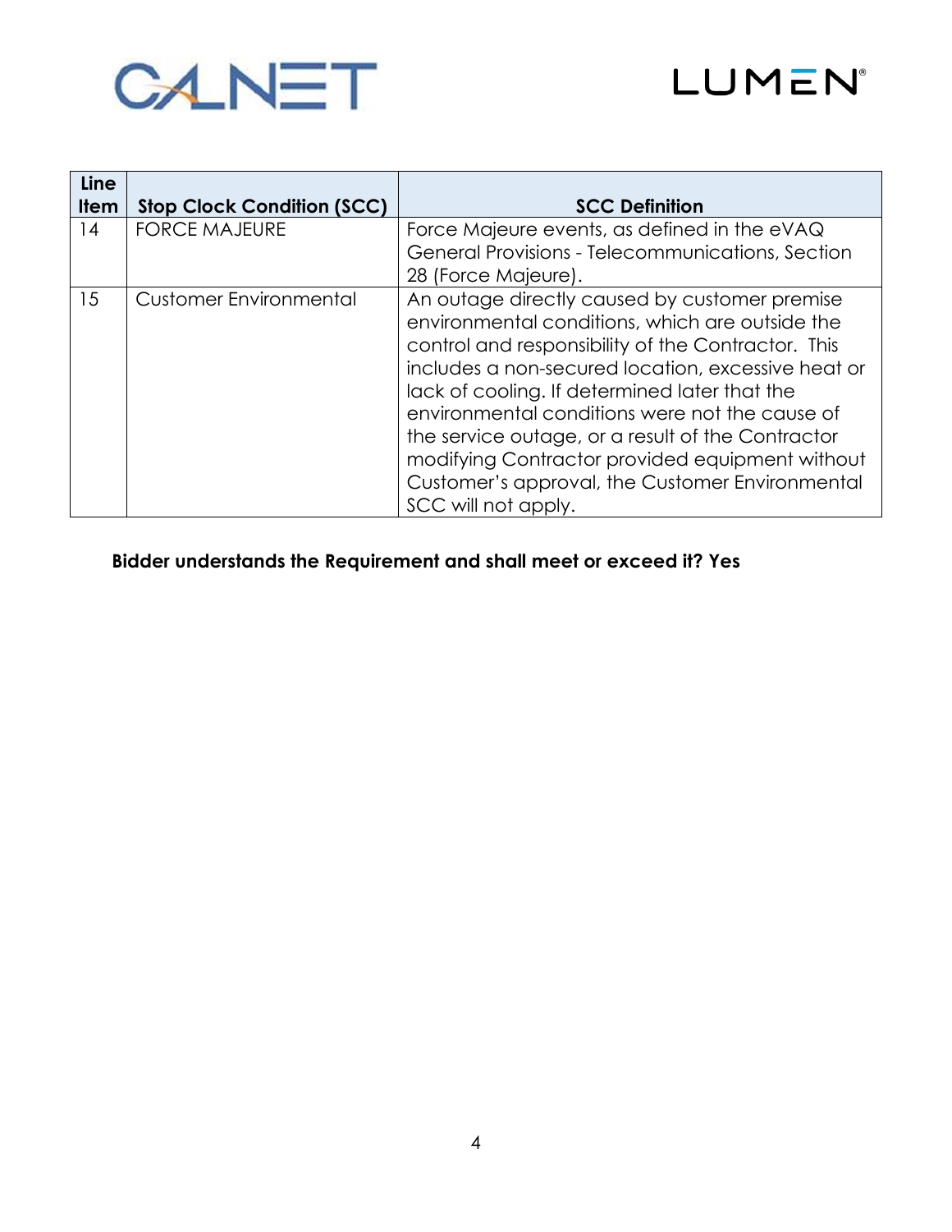| Line Item | Stop Clock Condition (SCC) | SCC Definition |
|---|---|---|
| 14 | FORCE MAJEURE | Force Majeure events, as defined in the eVAQ General Provisions - Telecommunications, Section 28 (Force Majeure). |
| 15 | Customer Environmental | An outage directly caused by customer premise environmental conditions, which are outside the control and responsibility of the Contractor. This includes a non-secured location, excessive heat or lack of cooling. If determined later that the environmental conditions were not the cause of the service outage, or a result of the Contractor modifying Contractor provided equipment without Customer's approval, the Customer Environmental SCC will not apply. |

**Bidder understands the Requirement and shall meet or exceed it? Yes**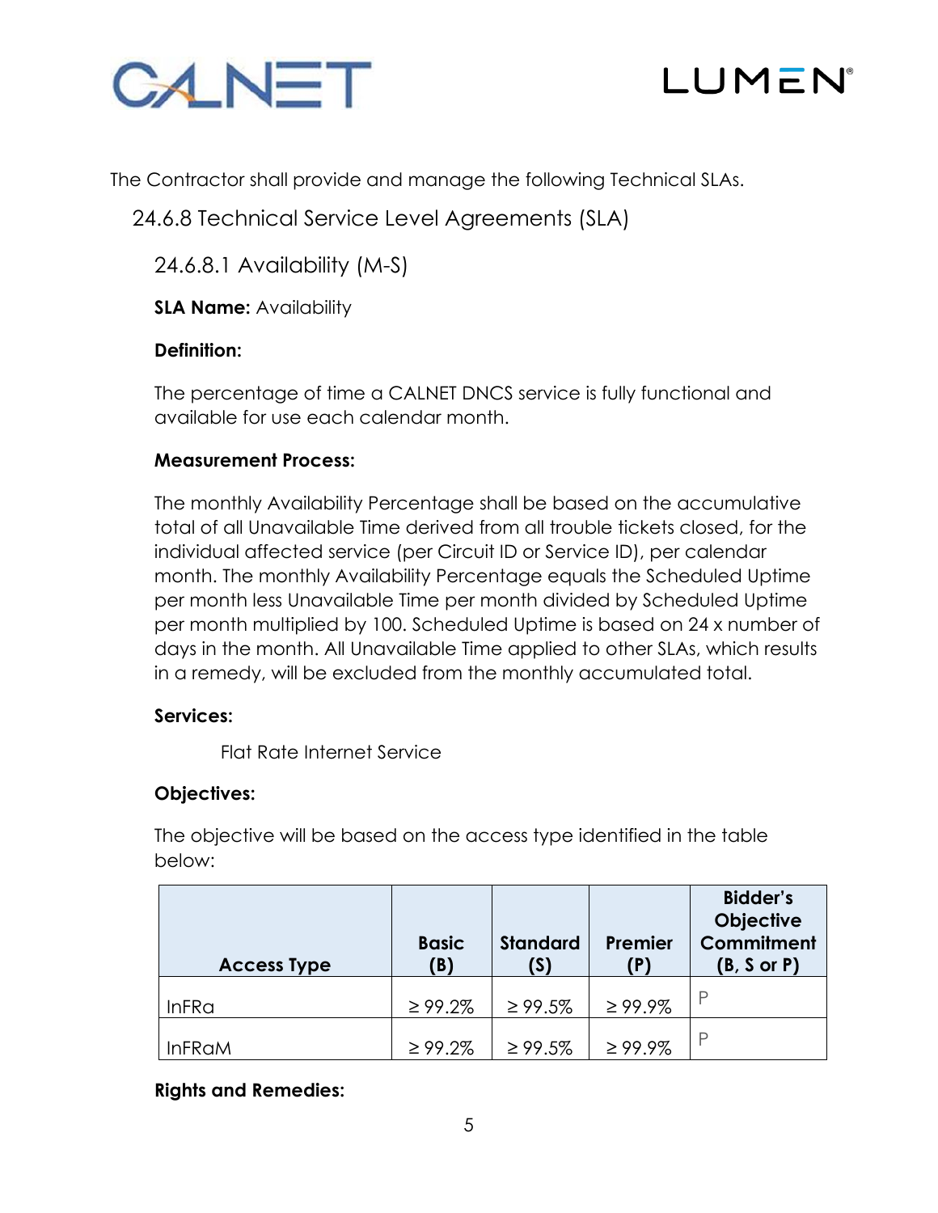The Contractor shall provide and manage the following Technical SLAs.

## 24.6.8 Technical Service Level Agreements (SLA)

### 24.6.8.1 Availability (M-S)

**SLA Name:** Availability

**Definition:**

The percentage of time a CALNET DNCS service is fully functional and available for use each calendar month.

**Measurement Process:**

The monthly Availability Percentage shall be based on the accumulative total of all Unavailable Time derived from all trouble tickets closed, for the individual affected service (per Circuit ID or Service ID), per calendar month. The monthly Availability Percentage equals the Scheduled Uptime per month less Unavailable Time per month divided by Scheduled Uptime per month multiplied by 100. Scheduled Uptime is based on 24 x number of days in the month. All Unavailable Time applied to other SLAs, which results in a remedy, will be excluded from the monthly accumulated total.

**Services:**

Flat Rate Internet Service

**Objectives:**

The objective will be based on the access type identified in the table below:

| Access Type | Basic (B) | Standard (S) | Premier (P) | Bidder's Objective Commitment (B, S or P) |
|---|---|---|---|---|
| InFRa | ≥ 99.2% | ≥ 99.5% | ≥ 99.9% | P |
| InFRaM | ≥ 99.2% | ≥ 99.5% | ≥ 99.9% | P |

**Rights and Remedies:**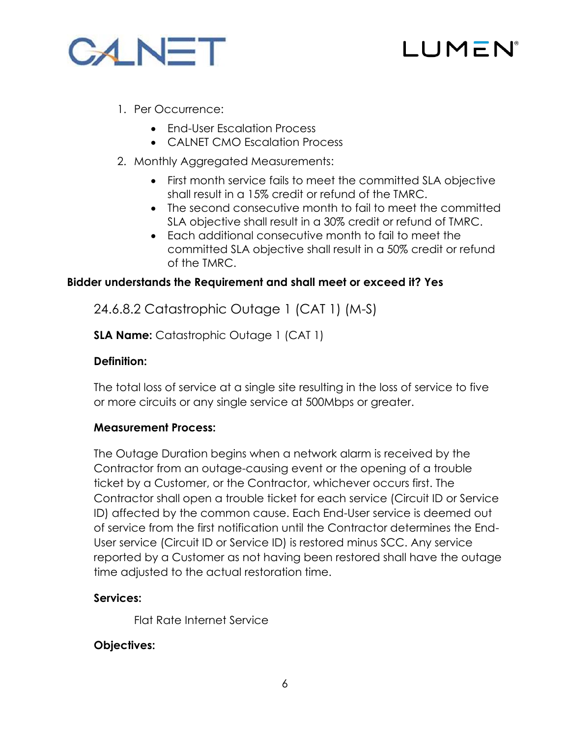1. Per Occurrence:
    - End-User Escalation Process
    - CALNET CMO Escalation Process
2. Monthly Aggregated Measurements:
    - First month service fails to meet the committed SLA objective shall result in a 15% credit or refund of the TMRC.
    - The second consecutive month to fail to meet the committed SLA objective shall result in a 30% credit or refund of TMRC.
    - Each additional consecutive month to fail to meet the committed SLA objective shall result in a 50% credit or refund of the TMRC.

**Bidder understands the Requirement and shall meet or exceed it? Yes**

### 24.6.8.2 Catastrophic Outage 1 (CAT 1) (M-S)

**SLA Name:** Catastrophic Outage 1 (CAT 1)

**Definition:**

The total loss of service at a single site resulting in the loss of service to five or more circuits or any single service at 500Mbps or greater.

**Measurement Process:**

The Outage Duration begins when a network alarm is received by the Contractor from an outage-causing event or the opening of a trouble ticket by a Customer, or the Contractor, whichever occurs first. The Contractor shall open a trouble ticket for each service (Circuit ID or Service ID) affected by the common cause. Each End-User service is deemed out of service from the first notification until the Contractor determines the End-User service (Circuit ID or Service ID) is restored minus SCC. Any service reported by a Customer as not having been restored shall have the outage time adjusted to the actual restoration time.

**Services:**

Flat Rate Internet Service

**Objectives:**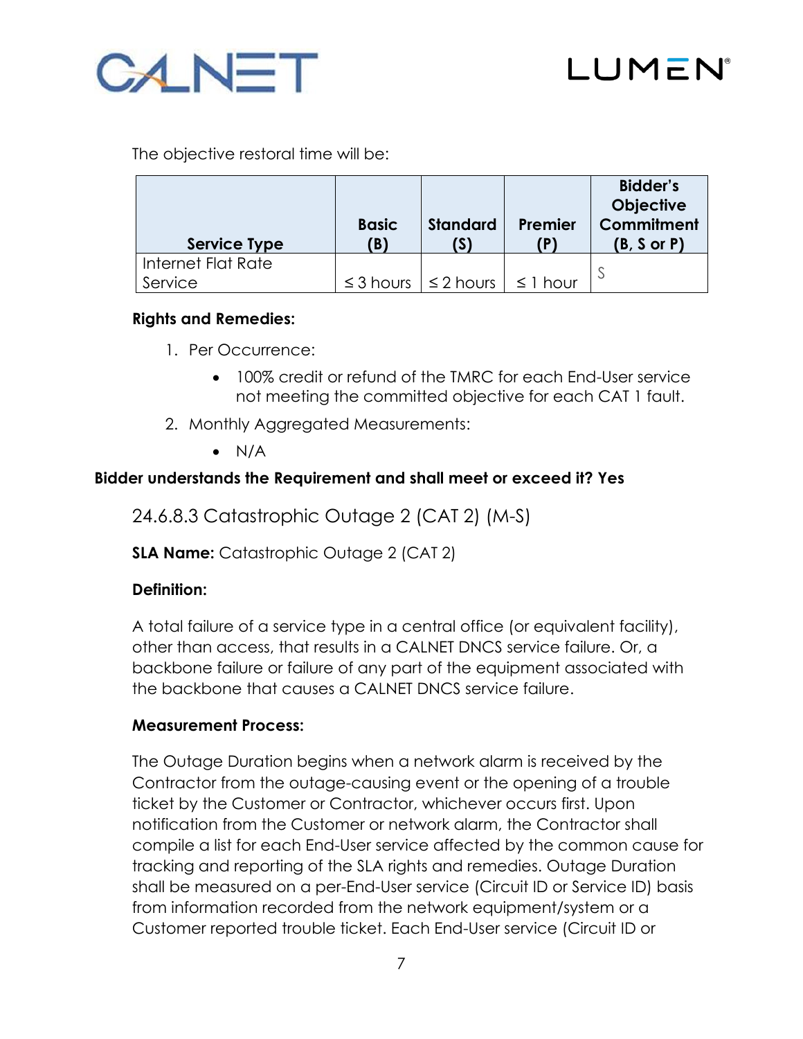The objective restoral time will be:

| Service Type | Basic (B) | Standard (S) | Premier (P) | Bidder's Objective Commitment (B, S or P) |
|---|---|---|---|---|
| Internet Flat Rate Service | ≤ 3 hours | ≤ 2 hours | ≤ 1 hour | S |

**Rights and Remedies:**

1. Per Occurrence:
    - 100% credit or refund of the TMRC for each End-User service not meeting the committed objective for each CAT 1 fault.
2. Monthly Aggregated Measurements:
    - N/A

**Bidder understands the Requirement and shall meet or exceed it? Yes**

### 24.6.8.3 Catastrophic Outage 2 (CAT 2) (M-S)

**SLA Name:** Catastrophic Outage 2 (CAT 2)

**Definition:**

A total failure of a service type in a central office (or equivalent facility), other than access, that results in a CALNET DNCS service failure. Or, a backbone failure or failure of any part of the equipment associated with the backbone that causes a CALNET DNCS service failure.

**Measurement Process:**

The Outage Duration begins when a network alarm is received by the Contractor from the outage-causing event or the opening of a trouble ticket by the Customer or Contractor, whichever occurs first. Upon notification from the Customer or network alarm, the Contractor shall compile a list for each End-User service affected by the common cause for tracking and reporting of the SLA rights and remedies. Outage Duration shall be measured on a per-End-User service (Circuit ID or Service ID) basis from information recorded from the network equipment/system or a Customer reported trouble ticket. Each End-User service (Circuit ID or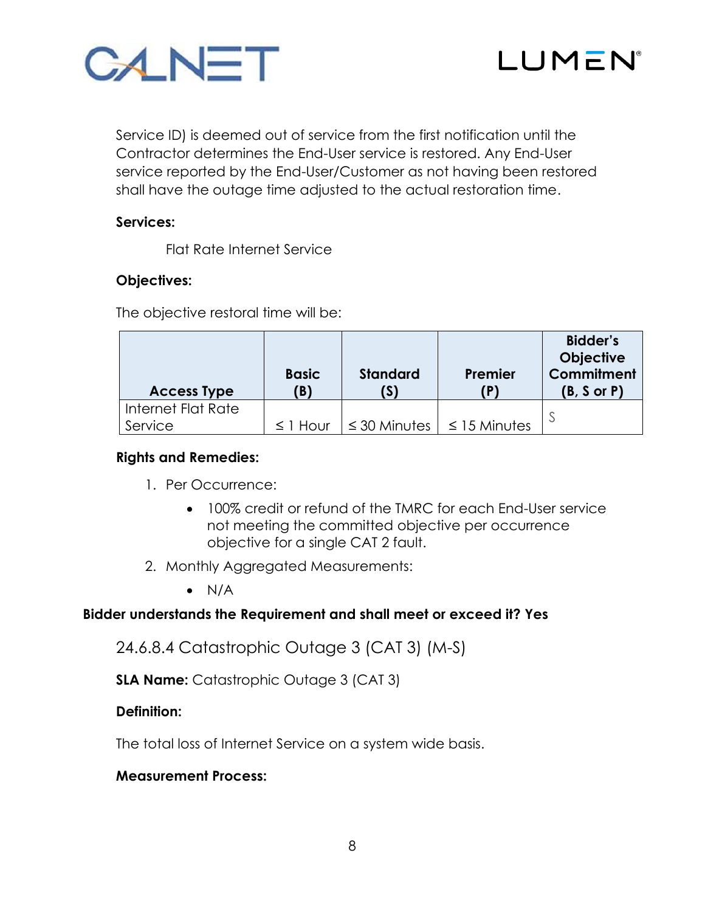Service ID) is deemed out of service from the first notification until the Contractor determines the End-User service is restored. Any End-User service reported by the End-User/Customer as not having been restored shall have the outage time adjusted to the actual restoration time.

**Services:**

Flat Rate Internet Service

**Objectives:**

The objective restoral time will be:

| Access Type | Basic (B) | Standard (S) | Premier (P) | Bidder's Objective Commitment (B, S or P) |
|---|---|---|---|---|
| Internet Flat Rate Service | ≤ 1 Hour | ≤ 30 Minutes | ≤ 15 Minutes | S |

**Rights and Remedies:**

1. Per Occurrence:
   - 100% credit or refund of the TMRC for each End-User service not meeting the committed objective per occurrence objective for a single CAT 2 fault.
2. Monthly Aggregated Measurements:
   - N/A

**Bidder understands the Requirement and shall meet or exceed it? Yes**

### 24.6.8.4 Catastrophic Outage 3 (CAT 3) (M-S)

**SLA Name:** Catastrophic Outage 3 (CAT 3)

**Definition:**

The total loss of Internet Service on a system wide basis.

**Measurement Process:**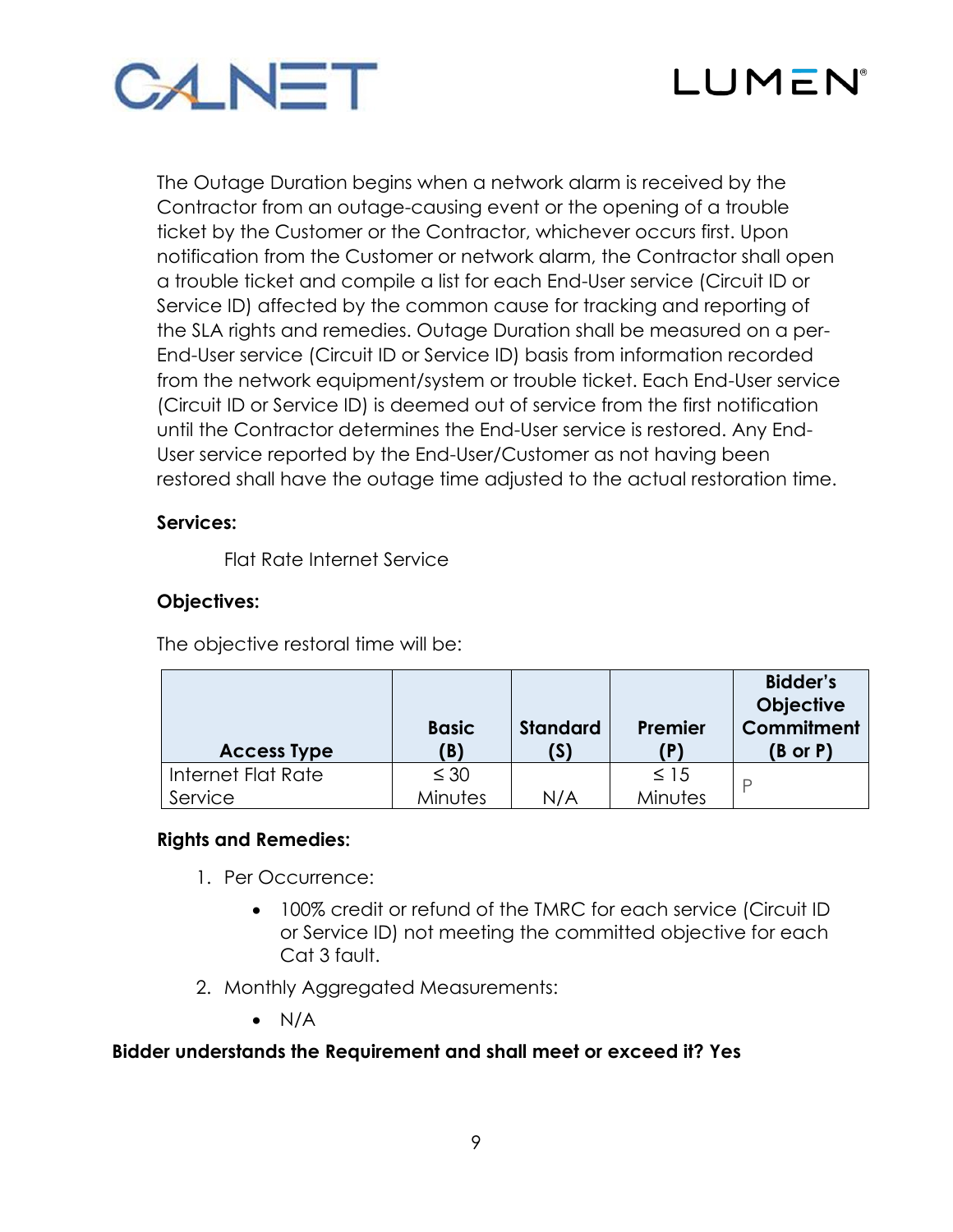The Outage Duration begins when a network alarm is received by the Contractor from an outage-causing event or the opening of a trouble ticket by the Customer or the Contractor, whichever occurs first. Upon notification from the Customer or network alarm, the Contractor shall open a trouble ticket and compile a list for each End-User service (Circuit ID or Service ID) affected by the common cause for tracking and reporting of the SLA rights and remedies. Outage Duration shall be measured on a per-End-User service (Circuit ID or Service ID) basis from information recorded from the network equipment/system or trouble ticket. Each End-User service (Circuit ID or Service ID) is deemed out of service from the first notification until the Contractor determines the End-User service is restored. Any End-User service reported by the End-User/Customer as not having been restored shall have the outage time adjusted to the actual restoration time.

**Services:**

Flat Rate Internet Service

**Objectives:**

The objective restoral time will be:

| Access Type | Basic (B) | Standard (S) | Premier (P) | Bidder's Objective Commitment (B or P) |
|---|---|---|---|---|
| Internet Flat Rate Service | ≤ 30 Minutes | N/A | ≤ 15 Minutes | P |

**Rights and Remedies:**

1. Per Occurrence:
   - 100% credit or refund of the TMRC for each service (Circuit ID or Service ID) not meeting the committed objective for each Cat 3 fault.
2. Monthly Aggregated Measurements:
   - N/A

**Bidder understands the Requirement and shall meet or exceed it? Yes**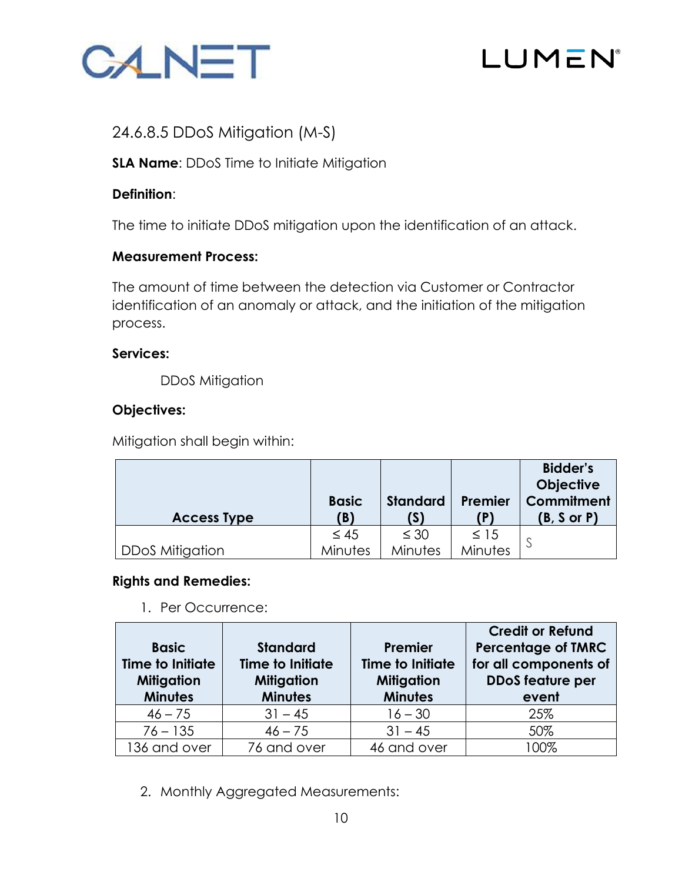### 24.6.8.5 DDoS Mitigation (M-S)

**SLA Name**: DDoS Time to Initiate Mitigation

**Definition**:

The time to initiate DDoS mitigation upon the identification of an attack.

**Measurement Process:**

The amount of time between the detection via Customer or Contractor identification of an anomaly or attack, and the initiation of the mitigation process.

**Services:**

DDoS Mitigation

**Objectives:**

Mitigation shall begin within:

| Access Type | Basic (B) | Standard (S) | Premier (P) | Bidder's Objective Commitment (B, S or P) |
|---|---|---|---|---|
| DDoS Mitigation | ≤ 45 Minutes | ≤ 30 Minutes | ≤ 15 Minutes | S |

**Rights and Remedies:**

1. Per Occurrence:

| Basic Time to Initiate Mitigation Minutes | Standard Time to Initiate Mitigation Minutes | Premier Time to Initiate Mitigation Minutes | Credit or Refund Percentage of TMRC for all components of DDoS feature per event |
|---|---|---|---|
| 46 – 75 | 31 – 45 | 16 – 30 | 25% |
| 76 – 135 | 46 – 75 | 31 – 45 | 50% |
| 136 and over | 76 and over | 46 and over | 100% |

2. Monthly Aggregated Measurements: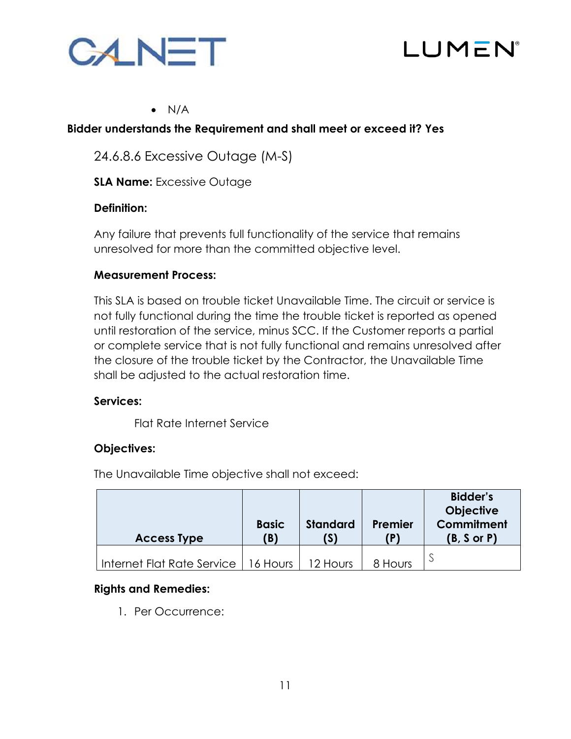- N/A

**Bidder understands the Requirement and shall meet or exceed it? Yes**

### 24.6.8.6 Excessive Outage (M-S)

**SLA Name:** Excessive Outage

**Definition:**

Any failure that prevents full functionality of the service that remains unresolved for more than the committed objective level.

**Measurement Process:**

This SLA is based on trouble ticket Unavailable Time. The circuit or service is not fully functional during the time the trouble ticket is reported as opened until restoration of the service, minus SCC. If the Customer reports a partial or complete service that is not fully functional and remains unresolved after the closure of the trouble ticket by the Contractor, the Unavailable Time shall be adjusted to the actual restoration time.

**Services:**

Flat Rate Internet Service

**Objectives:**

The Unavailable Time objective shall not exceed:

| Access Type | Basic (B) | Standard (S) | Premier (P) | Bidder's Objective Commitment (B, S or P) |
| --- | --- | --- | --- | --- |
| Internet Flat Rate Service | 16 Hours | 12 Hours | 8 Hours | S |

**Rights and Remedies:**

1. Per Occurrence: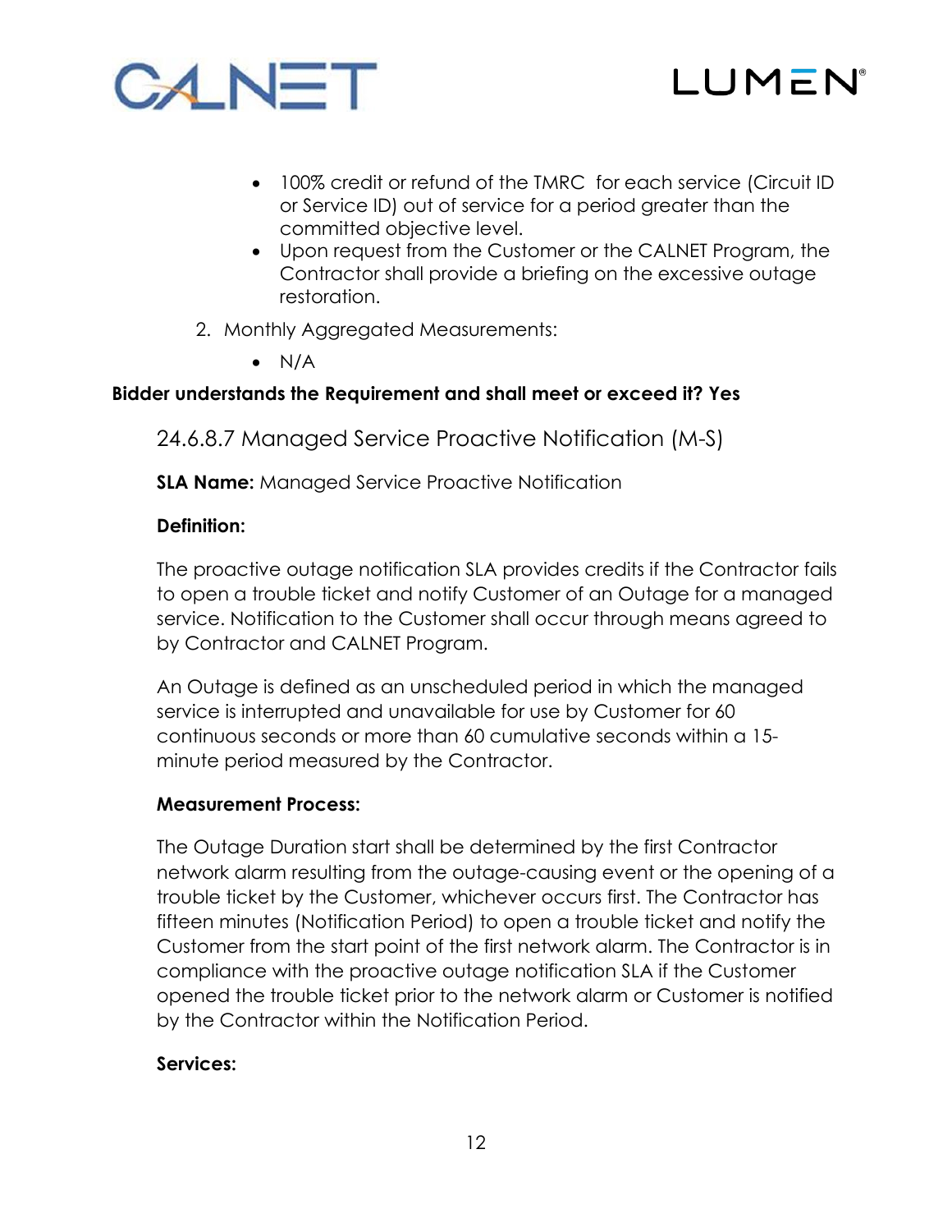- 100% credit or refund of the TMRC for each service (Circuit ID or Service ID) out of service for a period greater than the committed objective level.
- Upon request from the Customer or the CALNET Program, the Contractor shall provide a briefing on the excessive outage restoration.

2. Monthly Aggregated Measurements:
   - N/A

**Bidder understands the Requirement and shall meet or exceed it? Yes**

### 24.6.8.7 Managed Service Proactive Notification (M-S)

**SLA Name:** Managed Service Proactive Notification

**Definition:**

The proactive outage notification SLA provides credits if the Contractor fails to open a trouble ticket and notify Customer of an Outage for a managed service. Notification to the Customer shall occur through means agreed to by Contractor and CALNET Program.

An Outage is defined as an unscheduled period in which the managed service is interrupted and unavailable for use by Customer for 60 continuous seconds or more than 60 cumulative seconds within a 15-minute period measured by the Contractor.

**Measurement Process:**

The Outage Duration start shall be determined by the first Contractor network alarm resulting from the outage-causing event or the opening of a trouble ticket by the Customer, whichever occurs first. The Contractor has fifteen minutes (Notification Period) to open a trouble ticket and notify the Customer from the start point of the first network alarm. The Contractor is in compliance with the proactive outage notification SLA if the Customer opened the trouble ticket prior to the network alarm or Customer is notified by the Contractor within the Notification Period.

**Services:**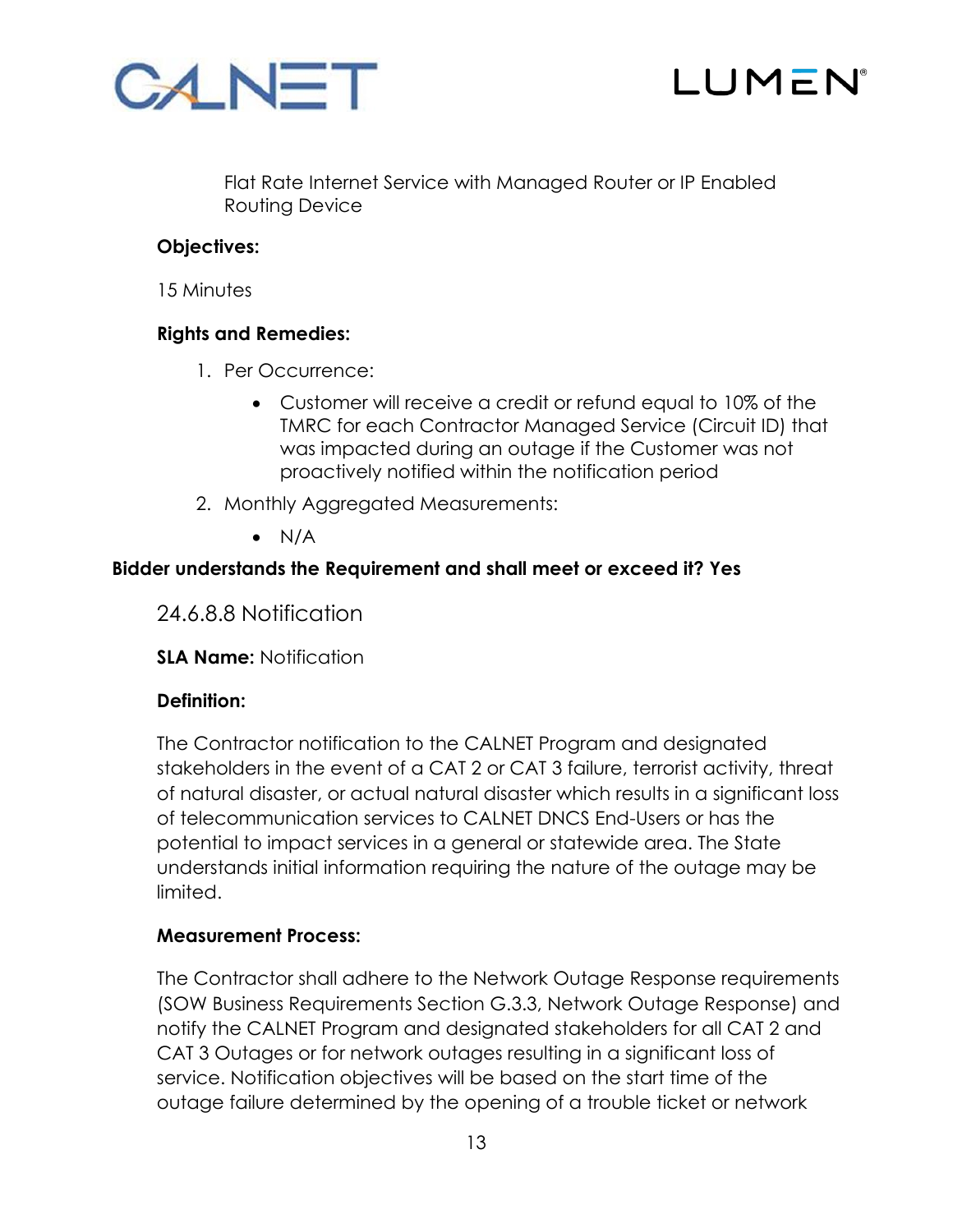Flat Rate Internet Service with Managed Router or IP Enabled Routing Device

**Objectives:**

15 Minutes

**Rights and Remedies:**

1. Per Occurrence:
    - Customer will receive a credit or refund equal to 10% of the TMRC for each Contractor Managed Service (Circuit ID) that was impacted during an outage if the Customer was not proactively notified within the notification period
2. Monthly Aggregated Measurements:
    - N/A

**Bidder understands the Requirement and shall meet or exceed it? Yes**

### 24.6.8.8 Notification

**SLA Name:** Notification

**Definition:**

The Contractor notification to the CALNET Program and designated stakeholders in the event of a CAT 2 or CAT 3 failure, terrorist activity, threat of natural disaster, or actual natural disaster which results in a significant loss of telecommunication services to CALNET DNCS End-Users or has the potential to impact services in a general or statewide area. The State understands initial information requiring the nature of the outage may be limited.

**Measurement Process:**

The Contractor shall adhere to the Network Outage Response requirements (SOW Business Requirements Section G.3.3, Network Outage Response) and notify the CALNET Program and designated stakeholders for all CAT 2 and CAT 3 Outages or for network outages resulting in a significant loss of service. Notification objectives will be based on the start time of the outage failure determined by the opening of a trouble ticket or network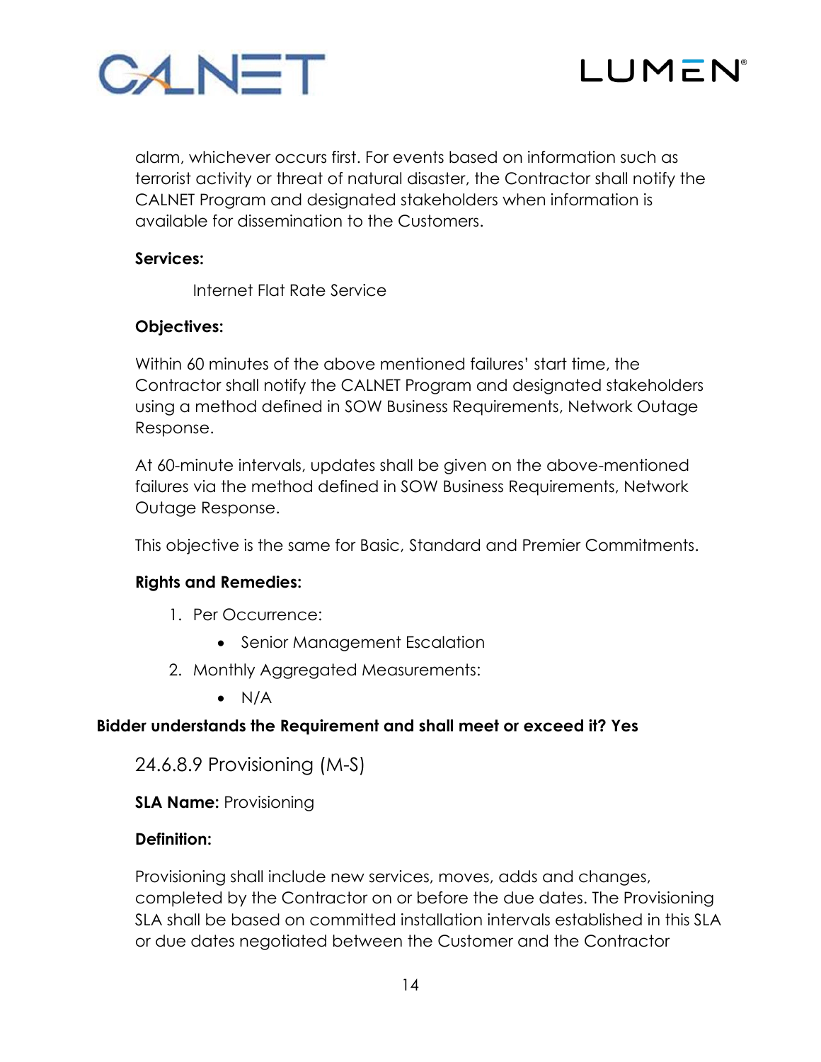alarm, whichever occurs first. For events based on information such as terrorist activity or threat of natural disaster, the Contractor shall notify the CALNET Program and designated stakeholders when information is available for dissemination to the Customers.

**Services:**

Internet Flat Rate Service

**Objectives:**

Within 60 minutes of the above mentioned failures' start time, the Contractor shall notify the CALNET Program and designated stakeholders using a method defined in SOW Business Requirements, Network Outage Response.

At 60-minute intervals, updates shall be given on the above-mentioned failures via the method defined in SOW Business Requirements, Network Outage Response.

This objective is the same for Basic, Standard and Premier Commitments.

**Rights and Remedies:**

1. Per Occurrence:
   - Senior Management Escalation
2. Monthly Aggregated Measurements:
   - N/A

**Bidder understands the Requirement and shall meet or exceed it? Yes**

### 24.6.8.9 Provisioning (M-S)

**SLA Name:** Provisioning

**Definition:**

Provisioning shall include new services, moves, adds and changes, completed by the Contractor on or before the due dates. The Provisioning SLA shall be based on committed installation intervals established in this SLA or due dates negotiated between the Customer and the Contractor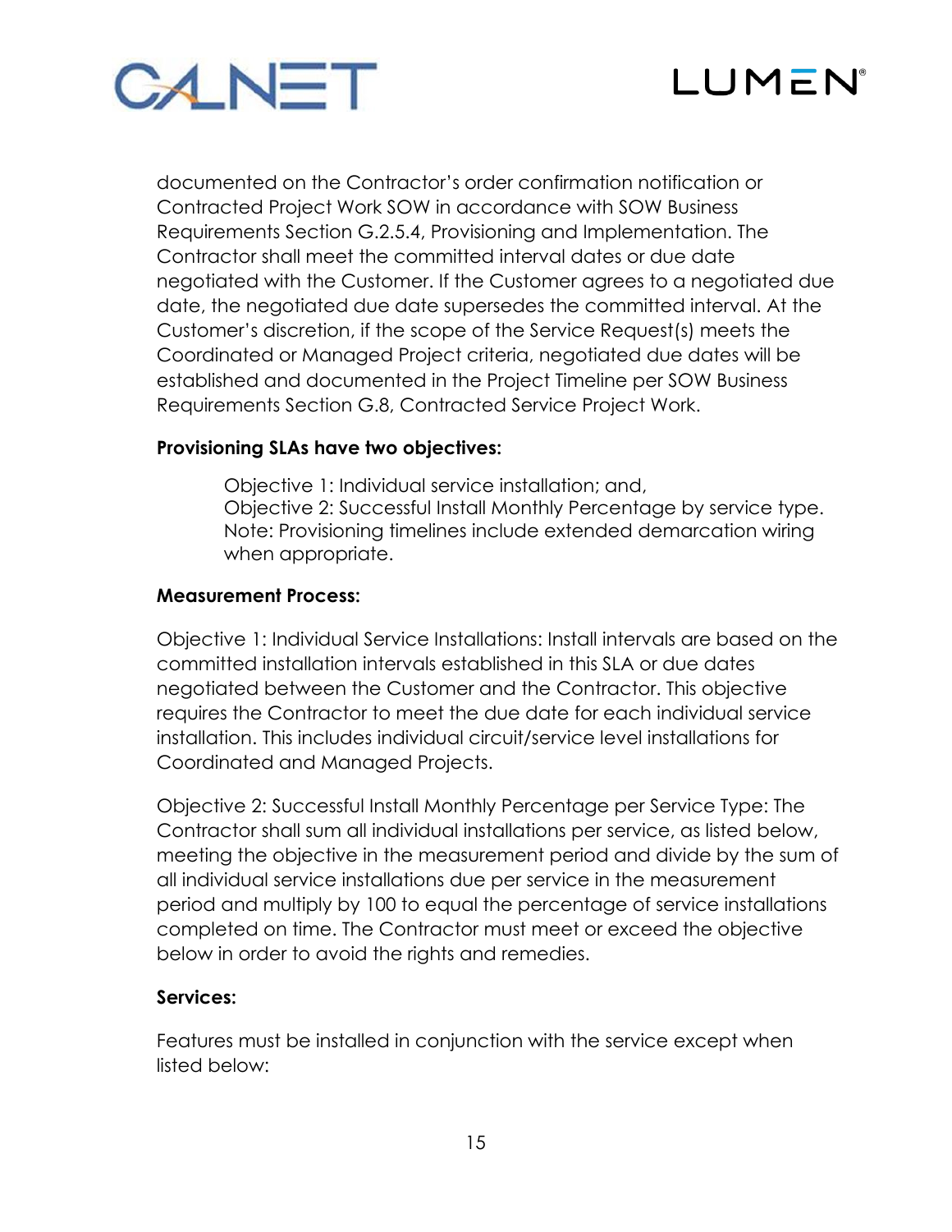documented on the Contractor's order confirmation notification or Contracted Project Work SOW in accordance with SOW Business Requirements Section G.2.5.4, Provisioning and Implementation. The Contractor shall meet the committed interval dates or due date negotiated with the Customer. If the Customer agrees to a negotiated due date, the negotiated due date supersedes the committed interval. At the Customer's discretion, if the scope of the Service Request(s) meets the Coordinated or Managed Project criteria, negotiated due dates will be established and documented in the Project Timeline per SOW Business Requirements Section G.8, Contracted Service Project Work.

**Provisioning SLAs have two objectives:**

> Objective 1: Individual service installation; and,
> Objective 2: Successful Install Monthly Percentage by service type.
> Note: Provisioning timelines include extended demarcation wiring when appropriate.

**Measurement Process:**

Objective 1: Individual Service Installations: Install intervals are based on the committed installation intervals established in this SLA or due dates negotiated between the Customer and the Contractor. This objective requires the Contractor to meet the due date for each individual service installation. This includes individual circuit/service level installations for Coordinated and Managed Projects.

Objective 2: Successful Install Monthly Percentage per Service Type: The Contractor shall sum all individual installations per service, as listed below, meeting the objective in the measurement period and divide by the sum of all individual service installations due per service in the measurement period and multiply by 100 to equal the percentage of service installations completed on time. The Contractor must meet or exceed the objective below in order to avoid the rights and remedies.

**Services:**

Features must be installed in conjunction with the service except when listed below: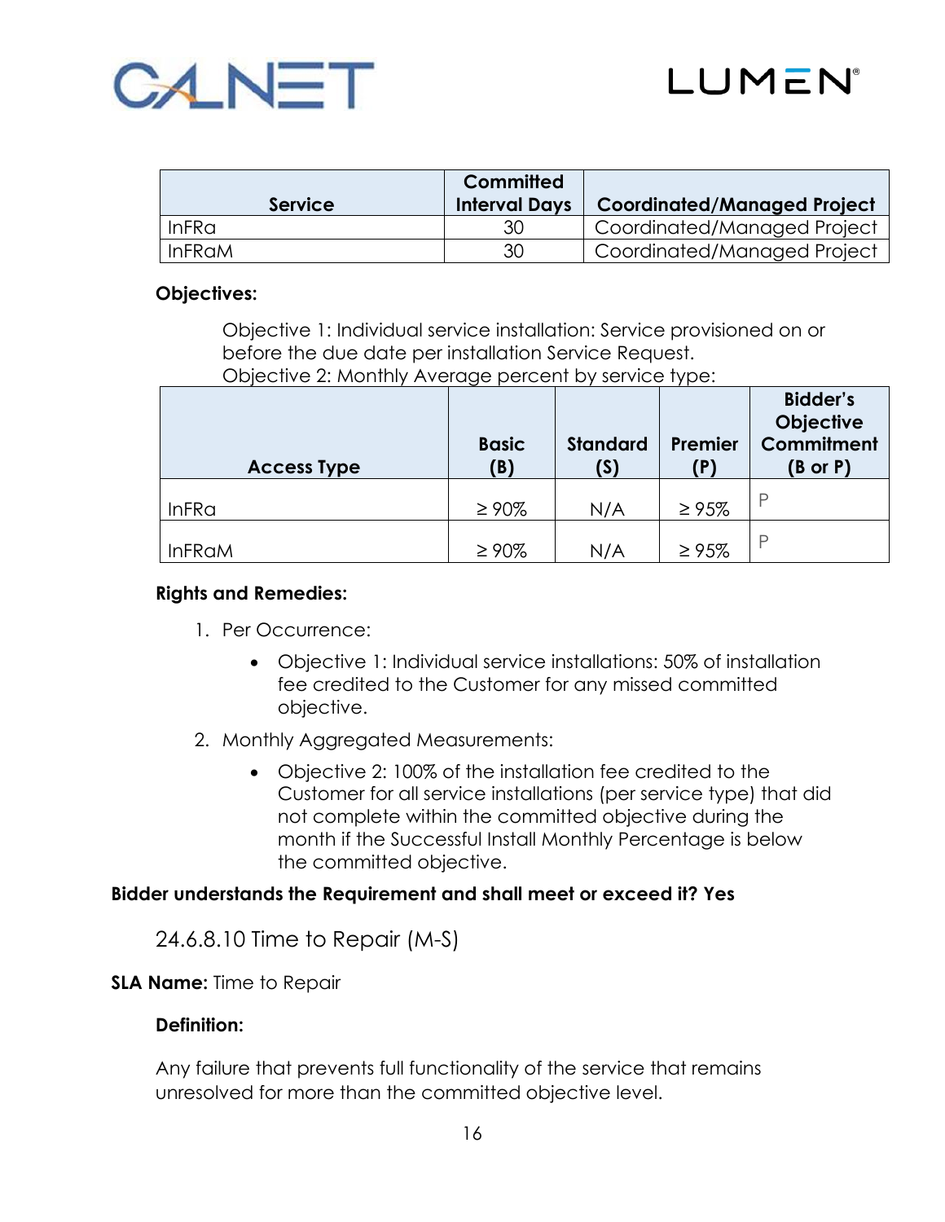| Service | Committed Interval Days | Coordinated/Managed Project |
|---|---|---|
| InFRa | 30 | Coordinated/Managed Project |
| InFRaM | 30 | Coordinated/Managed Project |

**Objectives:**

Objective 1: Individual service installation: Service provisioned on or before the due date per installation Service Request.

Objective 2: Monthly Average percent by service type:

| Access Type | Basic (B) | Standard (S) | Premier (P) | Bidder's Objective Commitment (B or P) |
|---|---|---|---|---|
| InFRa | ≥ 90% | N/A | ≥ 95% | P |
| InFRaM | ≥ 90% | N/A | ≥ 95% | P |

**Rights and Remedies:**

1. Per Occurrence:
   - Objective 1: Individual service installations: 50% of installation fee credited to the Customer for any missed committed objective.
2. Monthly Aggregated Measurements:
   - Objective 2: 100% of the installation fee credited to the Customer for all service installations (per service type) that did not complete within the committed objective during the month if the Successful Install Monthly Percentage is below the committed objective.

**Bidder understands the Requirement and shall meet or exceed it? Yes**

### 24.6.8.10 Time to Repair (M-S)

**SLA Name:** Time to Repair

**Definition:**

Any failure that prevents full functionality of the service that remains unresolved for more than the committed objective level.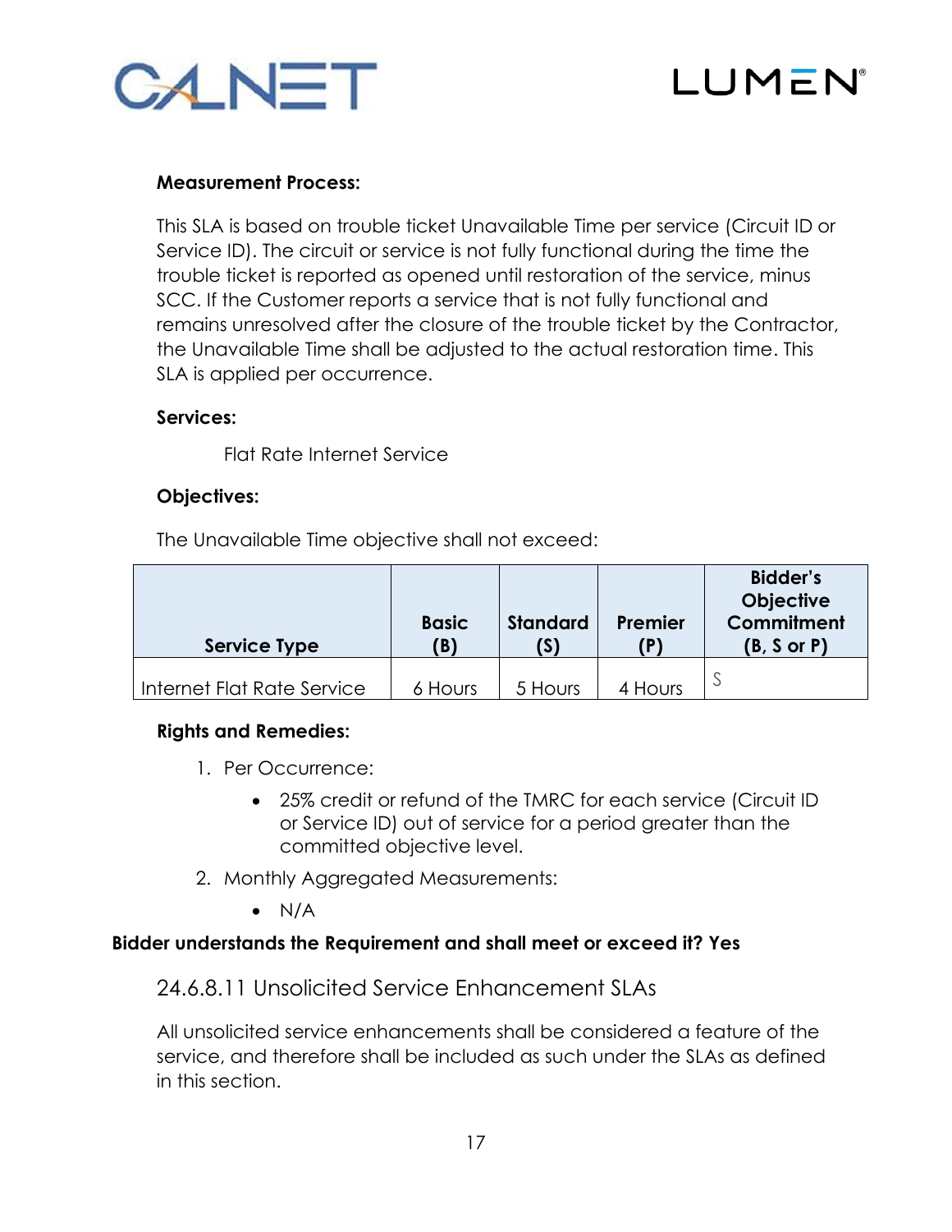**Measurement Process:**

This SLA is based on trouble ticket Unavailable Time per service (Circuit ID or Service ID). The circuit or service is not fully functional during the time the trouble ticket is reported as opened until restoration of the service, minus SCC. If the Customer reports a service that is not fully functional and remains unresolved after the closure of the trouble ticket by the Contractor, the Unavailable Time shall be adjusted to the actual restoration time. This SLA is applied per occurrence.

**Services:**

Flat Rate Internet Service

**Objectives:**

The Unavailable Time objective shall not exceed:

| Service Type | Basic (B) | Standard (S) | Premier (P) | Bidder's Objective Commitment (B, S or P) |
|---|---|---|---|---|
| Internet Flat Rate Service | 6 Hours | 5 Hours | 4 Hours | S |

**Rights and Remedies:**

1. Per Occurrence:
    - 25% credit or refund of the TMRC for each service (Circuit ID or Service ID) out of service for a period greater than the committed objective level.
2. Monthly Aggregated Measurements:
    - N/A

**Bidder understands the Requirement and shall meet or exceed it? Yes**

### 24.6.8.11 Unsolicited Service Enhancement SLAs

All unsolicited service enhancements shall be considered a feature of the service, and therefore shall be included as such under the SLAs as defined in this section.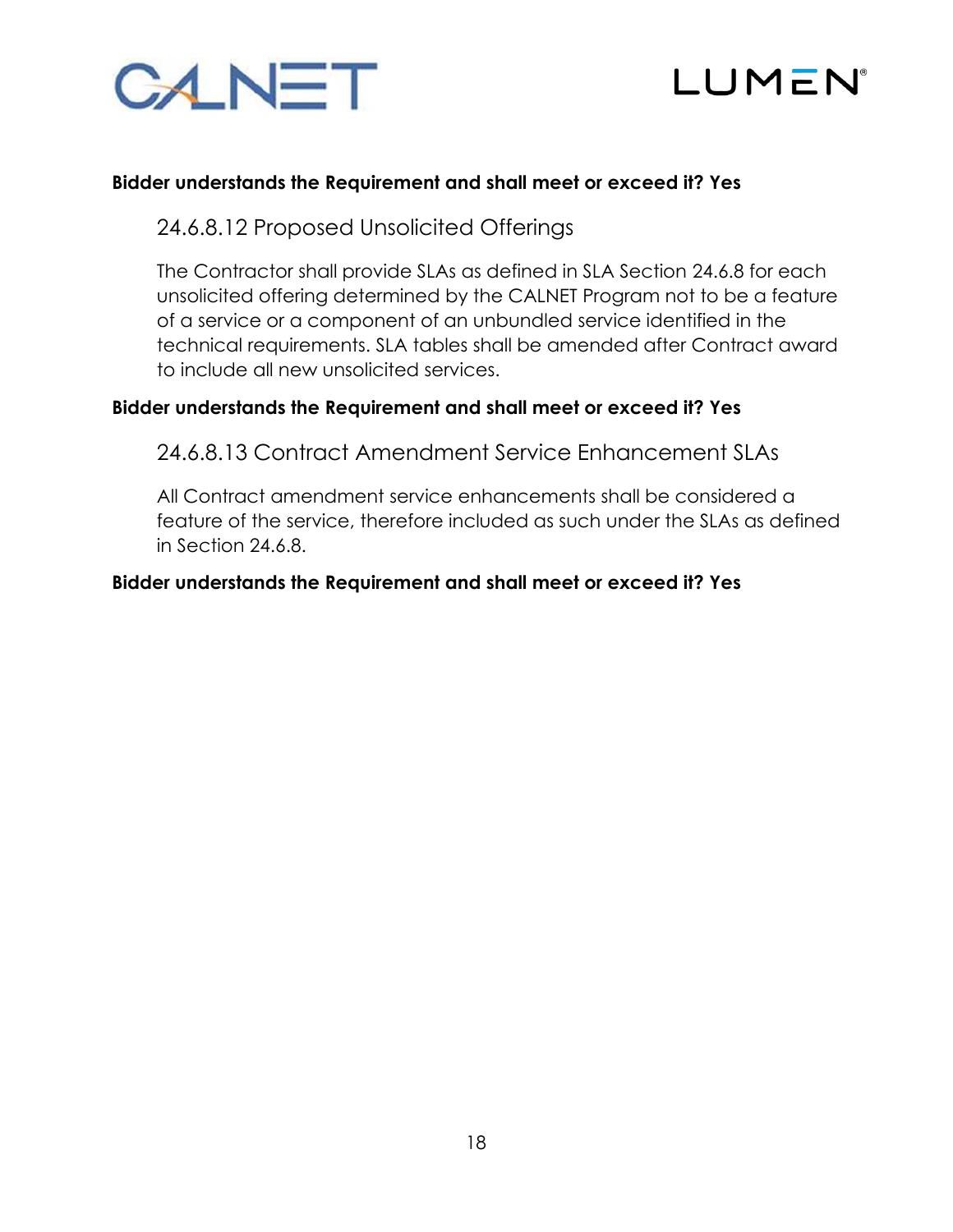**Bidder understands the Requirement and shall meet or exceed it? Yes**

### 24.6.8.12 Proposed Unsolicited Offerings

The Contractor shall provide SLAs as defined in SLA Section 24.6.8 for each unsolicited offering determined by the CALNET Program not to be a feature of a service or a component of an unbundled service identified in the technical requirements. SLA tables shall be amended after Contract award to include all new unsolicited services.

**Bidder understands the Requirement and shall meet or exceed it? Yes**

### 24.6.8.13 Contract Amendment Service Enhancement SLAs

All Contract amendment service enhancements shall be considered a feature of the service, therefore included as such under the SLAs as defined in Section 24.6.8.

**Bidder understands the Requirement and shall meet or exceed it? Yes**